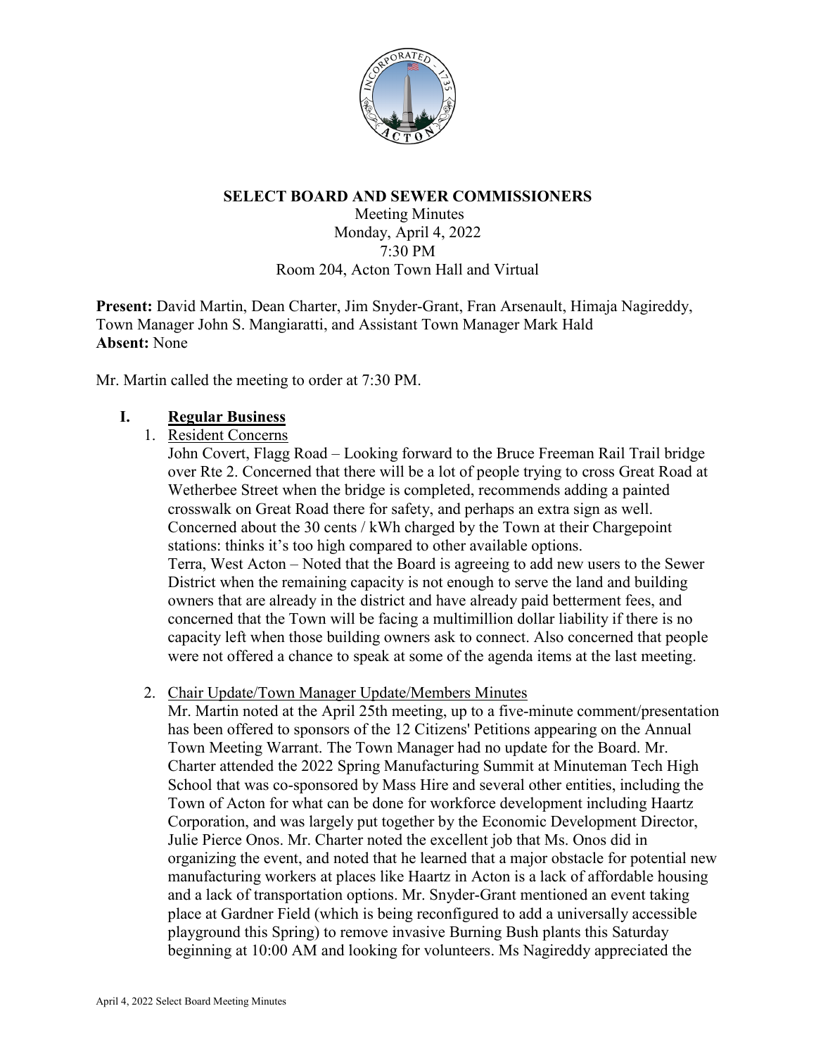# SELECT BOARD AND SEWER COMMISSIONERS

Meeting Minutes
Monday, April 4, 2022
7:30 PM
Room 204, Acton Town Hall and Virtual

**Present:** David Martin, Dean Charter, Jim Snyder-Grant, Fran Arsenault, Himaja Nagireddy, Town Manager John S. Mangiaratti, and Assistant Town Manager Mark Hald
**Absent:** None

Mr. Martin called the meeting to order at 7:30 PM.

## I. Regular Business

1. Resident Concerns

   John Covert, Flagg Road – Looking forward to the Bruce Freeman Rail Trail bridge over Rte 2. Concerned that there will be a lot of people trying to cross Great Road at Wetherbee Street when the bridge is completed, recommends adding a painted crosswalk on Great Road there for safety, and perhaps an extra sign as well. Concerned about the 30 cents / kWh charged by the Town at their Chargepoint stations: thinks it's too high compared to other available options.
   Terra, West Acton – Noted that the Board is agreeing to add new users to the Sewer District when the remaining capacity is not enough to serve the land and building owners that are already in the district and have already paid betterment fees, and concerned that the Town will be facing a multimillion dollar liability if there is no capacity left when those building owners ask to connect. Also concerned that people were not offered a chance to speak at some of the agenda items at the last meeting.

2. Chair Update/Town Manager Update/Members Minutes

   Mr. Martin noted at the April 25th meeting, up to a five-minute comment/presentation has been offered to sponsors of the 12 Citizens' Petitions appearing on the Annual Town Meeting Warrant. The Town Manager had no update for the Board. Mr. Charter attended the 2022 Spring Manufacturing Summit at Minuteman Tech High School that was co-sponsored by Mass Hire and several other entities, including the Town of Acton for what can be done for workforce development including Haartz Corporation, and was largely put together by the Economic Development Director, Julie Pierce Onos. Mr. Charter noted the excellent job that Ms. Onos did in organizing the event, and noted that he learned that a major obstacle for potential new manufacturing workers at places like Haartz in Acton is a lack of affordable housing and a lack of transportation options. Mr. Snyder-Grant mentioned an event taking place at Gardner Field (which is being reconfigured to add a universally accessible playground this Spring) to remove invasive Burning Bush plants this Saturday beginning at 10:00 AM and looking for volunteers. Ms Nagireddy appreciated the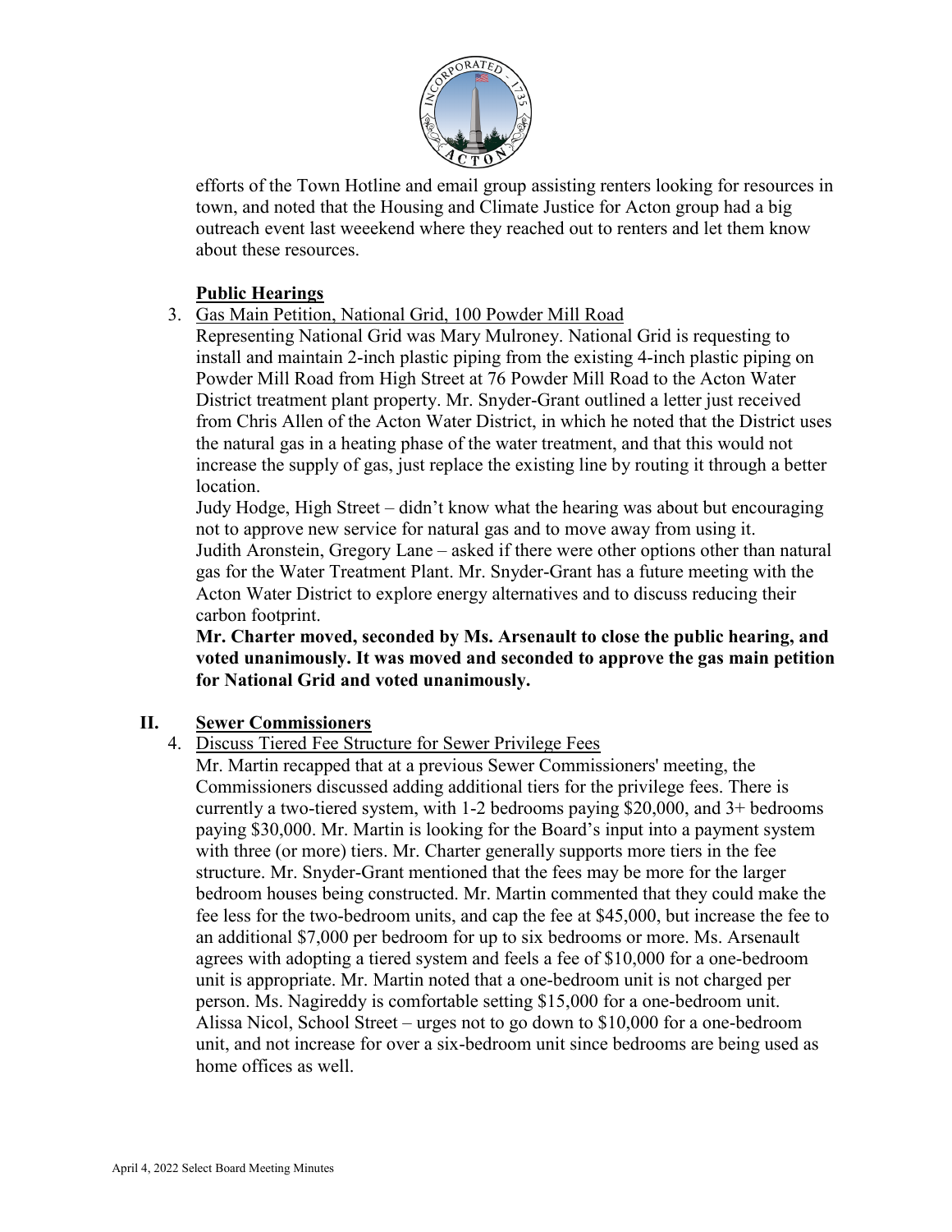efforts of the Town Hotline and email group assisting renters looking for resources in town, and noted that the Housing and Climate Justice for Acton group had a big outreach event last weeekend where they reached out to renters and let them know about these resources.

**Public Hearings**

3. Gas Main Petition, National Grid, 100 Powder Mill Road

   Representing National Grid was Mary Mulroney. National Grid is requesting to install and maintain 2-inch plastic piping from the existing 4-inch plastic piping on Powder Mill Road from High Street at 76 Powder Mill Road to the Acton Water District treatment plant property. Mr. Snyder-Grant outlined a letter just received from Chris Allen of the Acton Water District, in which he noted that the District uses the natural gas in a heating phase of the water treatment, and that this would not increase the supply of gas, just replace the existing line by routing it through a better location.

   Judy Hodge, High Street – didn't know what the hearing was about but encouraging not to approve new service for natural gas and to move away from using it.

   Judith Aronstein, Gregory Lane – asked if there were other options other than natural gas for the Water Treatment Plant. Mr. Snyder-Grant has a future meeting with the Acton Water District to explore energy alternatives and to discuss reducing their carbon footprint.

   **Mr. Charter moved, seconded by Ms. Arsenault to close the public hearing, and voted unanimously. It was moved and seconded to approve the gas main petition for National Grid and voted unanimously.**

## II. Sewer Commissioners

4. Discuss Tiered Fee Structure for Sewer Privilege Fees

   Mr. Martin recapped that at a previous Sewer Commissioners' meeting, the Commissioners discussed adding additional tiers for the privilege fees. There is currently a two-tiered system, with 1-2 bedrooms paying $20,000, and 3+ bedrooms paying $30,000. Mr. Martin is looking for the Board's input into a payment system with three (or more) tiers. Mr. Charter generally supports more tiers in the fee structure. Mr. Snyder-Grant mentioned that the fees may be more for the larger bedroom houses being constructed. Mr. Martin commented that they could make the fee less for the two-bedroom units, and cap the fee at $45,000, but increase the fee to an additional $7,000 per bedroom for up to six bedrooms or more. Ms. Arsenault agrees with adopting a tiered system and feels a fee of $10,000 for a one-bedroom unit is appropriate. Mr. Martin noted that a one-bedroom unit is not charged per person. Ms. Nagireddy is comfortable setting $15,000 for a one-bedroom unit.

   Alissa Nicol, School Street – urges not to go down to $10,000 for a one-bedroom unit, and not increase for over a six-bedroom unit since bedrooms are being used as home offices as well.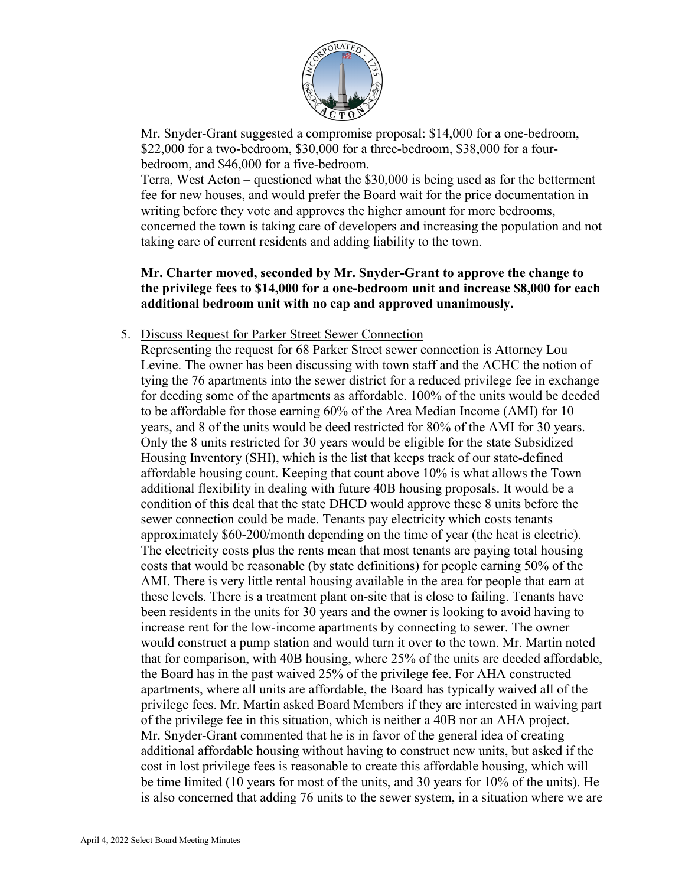Mr. Snyder-Grant suggested a compromise proposal: $14,000 for a one-bedroom, $22,000 for a two-bedroom, $30,000 for a three-bedroom, $38,000 for a four-bedroom, and $46,000 for a five-bedroom.

Terra, West Acton – questioned what the $30,000 is being used as for the betterment fee for new houses, and would prefer the Board wait for the price documentation in writing before they vote and approves the higher amount for more bedrooms, concerned the town is taking care of developers and increasing the population and not taking care of current residents and adding liability to the town.

**Mr. Charter moved, seconded by Mr. Snyder-Grant to approve the change to the privilege fees to $14,000 for a one-bedroom unit and increase $8,000 for each additional bedroom unit with no cap and approved unanimously.**

5. Discuss Request for Parker Street Sewer Connection

   Representing the request for 68 Parker Street sewer connection is Attorney Lou Levine. The owner has been discussing with town staff and the ACHC the notion of tying the 76 apartments into the sewer district for a reduced privilege fee in exchange for deeding some of the apartments as affordable. 100% of the units would be deeded to be affordable for those earning 60% of the Area Median Income (AMI) for 10 years, and 8 of the units would be deed restricted for 80% of the AMI for 30 years. Only the 8 units restricted for 30 years would be eligible for the state Subsidized Housing Inventory (SHI), which is the list that keeps track of our state-defined affordable housing count. Keeping that count above 10% is what allows the Town additional flexibility in dealing with future 40B housing proposals. It would be a condition of this deal that the state DHCD would approve these 8 units before the sewer connection could be made. Tenants pay electricity which costs tenants approximately $60-200/month depending on the time of year (the heat is electric). The electricity costs plus the rents mean that most tenants are paying total housing costs that would be reasonable (by state definitions) for people earning 50% of the AMI. There is very little rental housing available in the area for people that earn at these levels. There is a treatment plant on-site that is close to failing. Tenants have been residents in the units for 30 years and the owner is looking to avoid having to increase rent for the low-income apartments by connecting to sewer. The owner would construct a pump station and would turn it over to the town. Mr. Martin noted that for comparison, with 40B housing, where 25% of the units are deeded affordable, the Board has in the past waived 25% of the privilege fee. For AHA constructed apartments, where all units are affordable, the Board has typically waived all of the privilege fees. Mr. Martin asked Board Members if they are interested in waiving part of the privilege fee in this situation, which is neither a 40B nor an AHA project. Mr. Snyder-Grant commented that he is in favor of the general idea of creating additional affordable housing without having to construct new units, but asked if the cost in lost privilege fees is reasonable to create this affordable housing, which will be time limited (10 years for most of the units, and 30 years for 10% of the units). He is also concerned that adding 76 units to the sewer system, in a situation where we are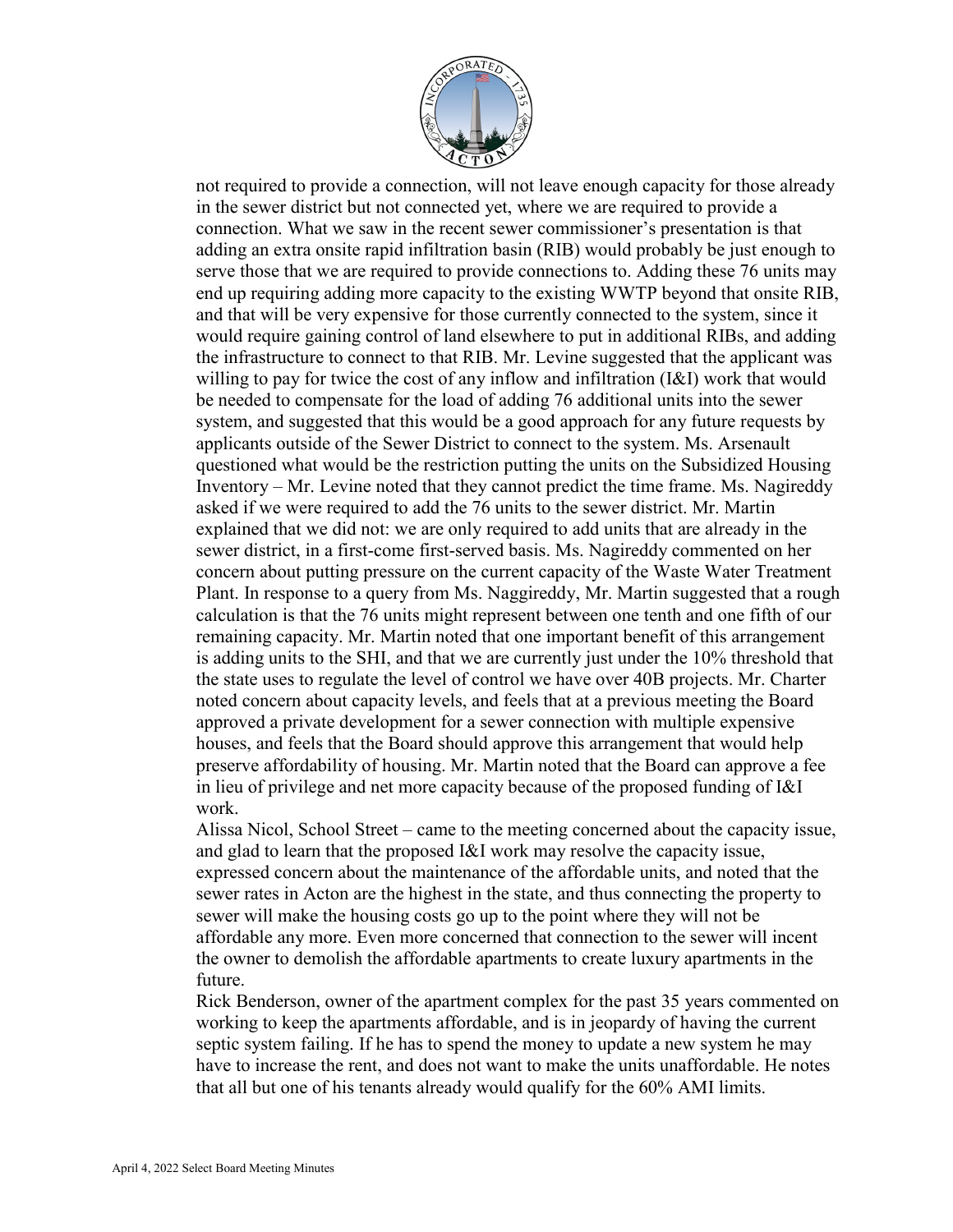not required to provide a connection, will not leave enough capacity for those already in the sewer district but not connected yet, where we are required to provide a connection. What we saw in the recent sewer commissioner's presentation is that adding an extra onsite rapid infiltration basin (RIB) would probably be just enough to serve those that we are required to provide connections to. Adding these 76 units may end up requiring adding more capacity to the existing WWTP beyond that onsite RIB, and that will be very expensive for those currently connected to the system, since it would require gaining control of land elsewhere to put in additional RIBs, and adding the infrastructure to connect to that RIB. Mr. Levine suggested that the applicant was willing to pay for twice the cost of any inflow and infiltration (I&I) work that would be needed to compensate for the load of adding 76 additional units into the sewer system, and suggested that this would be a good approach for any future requests by applicants outside of the Sewer District to connect to the system. Ms. Arsenault questioned what would be the restriction putting the units on the Subsidized Housing Inventory – Mr. Levine noted that they cannot predict the time frame. Ms. Nagireddy asked if we were required to add the 76 units to the sewer district. Mr. Martin explained that we did not: we are only required to add units that are already in the sewer district, in a first-come first-served basis. Ms. Nagireddy commented on her concern about putting pressure on the current capacity of the Waste Water Treatment Plant. In response to a query from Ms. Naggireddy, Mr. Martin suggested that a rough calculation is that the 76 units might represent between one tenth and one fifth of our remaining capacity. Mr. Martin noted that one important benefit of this arrangement is adding units to the SHI, and that we are currently just under the 10% threshold that the state uses to regulate the level of control we have over 40B projects. Mr. Charter noted concern about capacity levels, and feels that at a previous meeting the Board approved a private development for a sewer connection with multiple expensive houses, and feels that the Board should approve this arrangement that would help preserve affordability of housing. Mr. Martin noted that the Board can approve a fee in lieu of privilege and net more capacity because of the proposed funding of I&I work.

Alissa Nicol, School Street – came to the meeting concerned about the capacity issue, and glad to learn that the proposed I&I work may resolve the capacity issue, expressed concern about the maintenance of the affordable units, and noted that the sewer rates in Acton are the highest in the state, and thus connecting the property to sewer will make the housing costs go up to the point where they will not be affordable any more. Even more concerned that connection to the sewer will incent the owner to demolish the affordable apartments to create luxury apartments in the future.

Rick Benderson, owner of the apartment complex for the past 35 years commented on working to keep the apartments affordable, and is in jeopardy of having the current septic system failing. If he has to spend the money to update a new system he may have to increase the rent, and does not want to make the units unaffordable. He notes that all but one of his tenants already would qualify for the 60% AMI limits.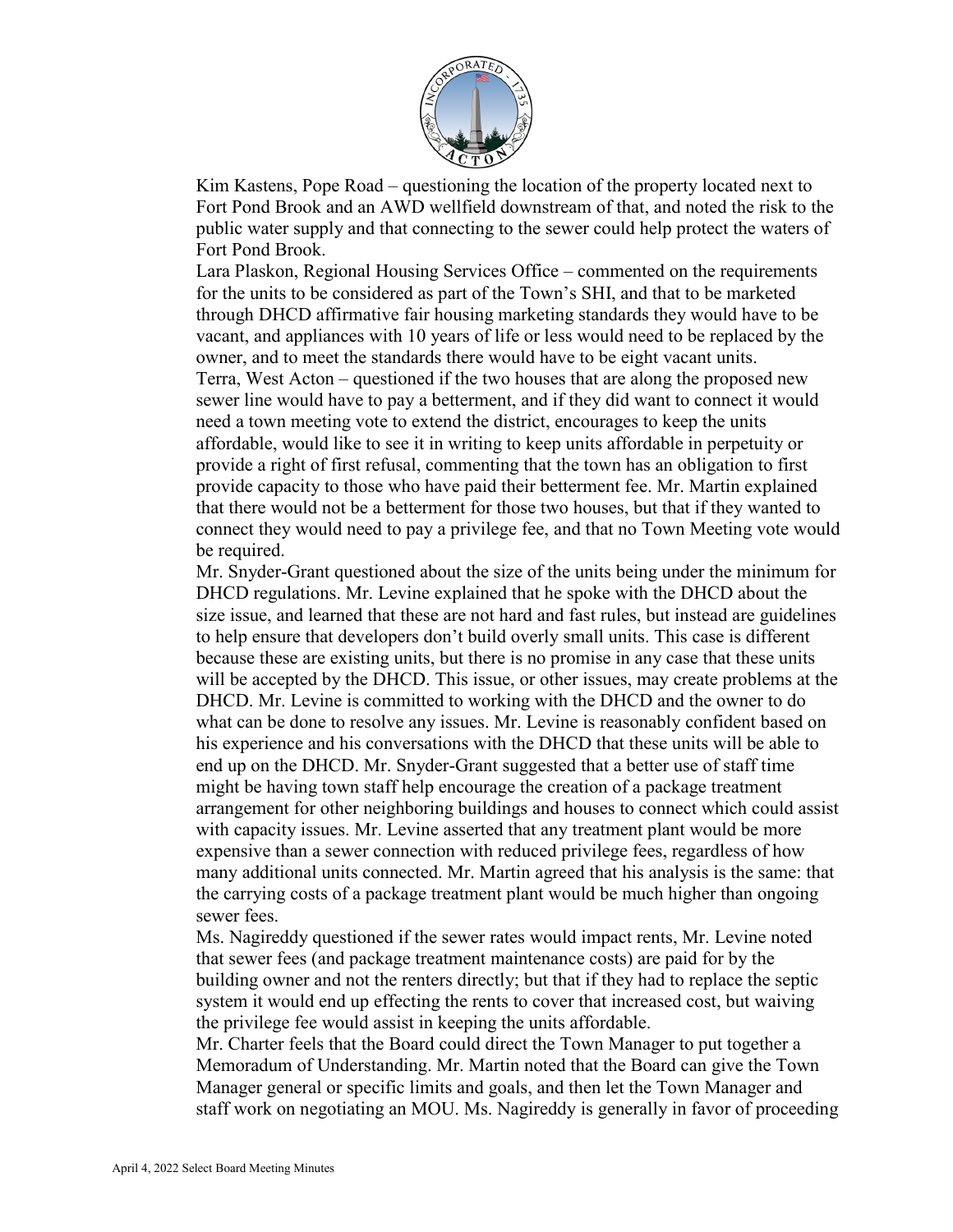Kim Kastens, Pope Road – questioning the location of the property located next to Fort Pond Brook and an AWD wellfield downstream of that, and noted the risk to the public water supply and that connecting to the sewer could help protect the waters of Fort Pond Brook.

Lara Plaskon, Regional Housing Services Office – commented on the requirements for the units to be considered as part of the Town's SHI, and that to be marketed through DHCD affirmative fair housing marketing standards they would have to be vacant, and appliances with 10 years of life or less would need to be replaced by the owner, and to meet the standards there would have to be eight vacant units.

Terra, West Acton – questioned if the two houses that are along the proposed new sewer line would have to pay a betterment, and if they did want to connect it would need a town meeting vote to extend the district, encourages to keep the units affordable, would like to see it in writing to keep units affordable in perpetuity or provide a right of first refusal, commenting that the town has an obligation to first provide capacity to those who have paid their betterment fee. Mr. Martin explained that there would not be a betterment for those two houses, but that if they wanted to connect they would need to pay a privilege fee, and that no Town Meeting vote would be required.

Mr. Snyder-Grant questioned about the size of the units being under the minimum for DHCD regulations. Mr. Levine explained that he spoke with the DHCD about the size issue, and learned that these are not hard and fast rules, but instead are guidelines to help ensure that developers don't build overly small units. This case is different because these are existing units, but there is no promise in any case that these units will be accepted by the DHCD. This issue, or other issues, may create problems at the DHCD. Mr. Levine is committed to working with the DHCD and the owner to do what can be done to resolve any issues. Mr. Levine is reasonably confident based on his experience and his conversations with the DHCD that these units will be able to end up on the DHCD. Mr. Snyder-Grant suggested that a better use of staff time might be having town staff help encourage the creation of a package treatment arrangement for other neighboring buildings and houses to connect which could assist with capacity issues. Mr. Levine asserted that any treatment plant would be more expensive than a sewer connection with reduced privilege fees, regardless of how many additional units connected. Mr. Martin agreed that his analysis is the same: that the carrying costs of a package treatment plant would be much higher than ongoing sewer fees.

Ms. Nagireddy questioned if the sewer rates would impact rents, Mr. Levine noted that sewer fees (and package treatment maintenance costs) are paid for by the building owner and not the renters directly; but that if they had to replace the septic system it would end up effecting the rents to cover that increased cost, but waiving the privilege fee would assist in keeping the units affordable.

Mr. Charter feels that the Board could direct the Town Manager to put together a Memoradum of Understanding. Mr. Martin noted that the Board can give the Town Manager general or specific limits and goals, and then let the Town Manager and staff work on negotiating an MOU. Ms. Nagireddy is generally in favor of proceeding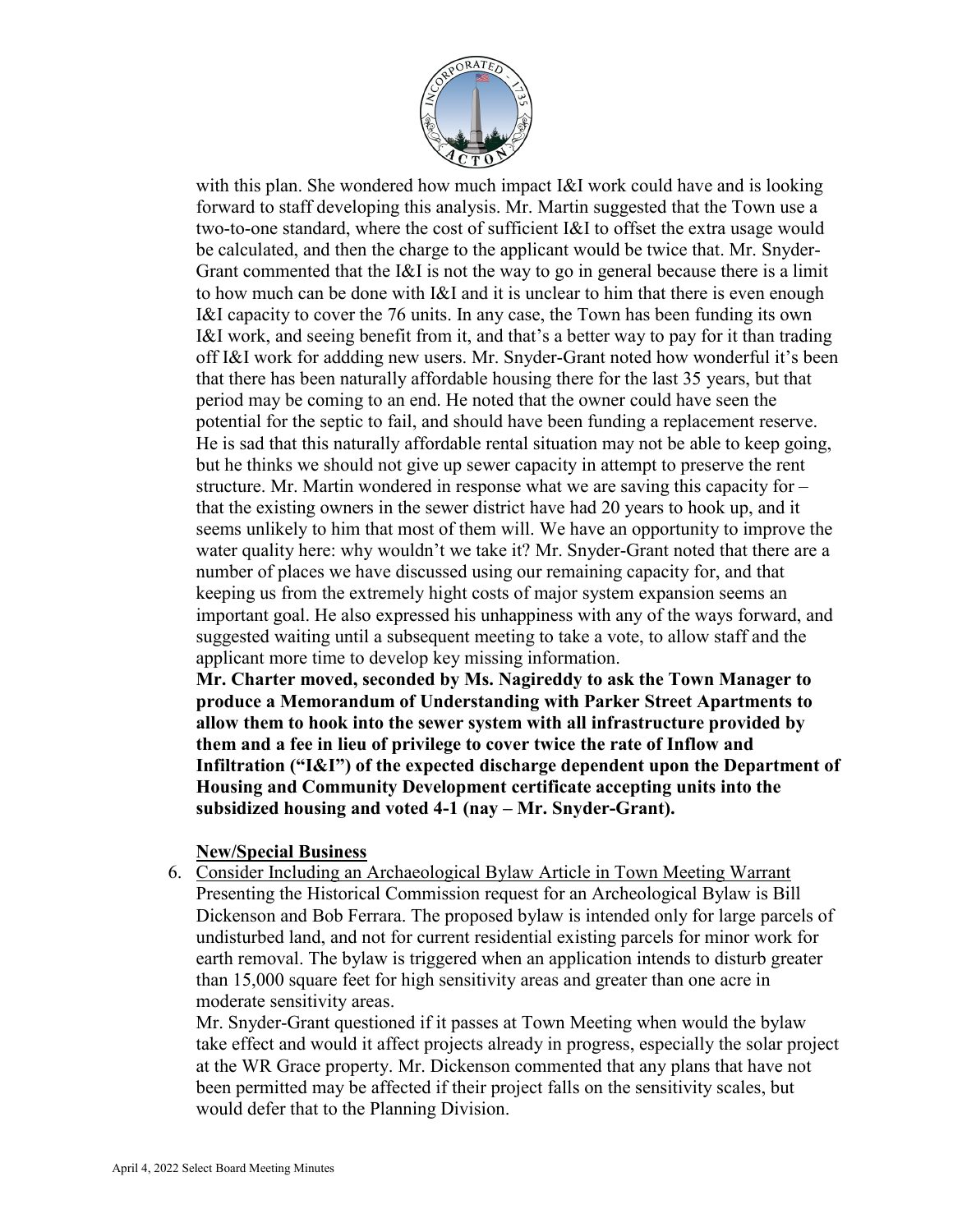with this plan. She wondered how much impact I&I work could have and is looking forward to staff developing this analysis. Mr. Martin suggested that the Town use a two-to-one standard, where the cost of sufficient I&I to offset the extra usage would be calculated, and then the charge to the applicant would be twice that. Mr. Snyder-Grant commented that the I&I is not the way to go in general because there is a limit to how much can be done with I&I and it is unclear to him that there is even enough I&I capacity to cover the 76 units. In any case, the Town has been funding its own I&I work, and seeing benefit from it, and that's a better way to pay for it than trading off I&I work for addding new users. Mr. Snyder-Grant noted how wonderful it's been that there has been naturally affordable housing there for the last 35 years, but that period may be coming to an end. He noted that the owner could have seen the potential for the septic to fail, and should have been funding a replacement reserve. He is sad that this naturally affordable rental situation may not be able to keep going, but he thinks we should not give up sewer capacity in attempt to preserve the rent structure. Mr. Martin wondered in response what we are saving this capacity for – that the existing owners in the sewer district have had 20 years to hook up, and it seems unlikely to him that most of them will. We have an opportunity to improve the water quality here: why wouldn't we take it? Mr. Snyder-Grant noted that there are a number of places we have discussed using our remaining capacity for, and that keeping us from the extremely hight costs of major system expansion seems an important goal. He also expressed his unhappiness with any of the ways forward, and suggested waiting until a subsequent meeting to take a vote, to allow staff and the applicant more time to develop key missing information.

**Mr. Charter moved, seconded by Ms. Nagireddy to ask the Town Manager to produce a Memorandum of Understanding with Parker Street Apartments to allow them to hook into the sewer system with all infrastructure provided by them and a fee in lieu of privilege to cover twice the rate of Inflow and Infiltration ("I&I") of the expected discharge dependent upon the Department of Housing and Community Development certificate accepting units into the subsidized housing and voted 4-1 (nay – Mr. Snyder-Grant).**

**New/Special Business**

6. Consider Including an Archaeological Bylaw Article in Town Meeting Warrant
Presenting the Historical Commission request for an Archeological Bylaw is Bill Dickenson and Bob Ferrara. The proposed bylaw is intended only for large parcels of undisturbed land, and not for current residential existing parcels for minor work for earth removal. The bylaw is triggered when an application intends to disturb greater than 15,000 square feet for high sensitivity areas and greater than one acre in moderate sensitivity areas.
Mr. Snyder-Grant questioned if it passes at Town Meeting when would the bylaw take effect and would it affect projects already in progress, especially the solar project at the WR Grace property. Mr. Dickenson commented that any plans that have not been permitted may be affected if their project falls on the sensitivity scales, but would defer that to the Planning Division.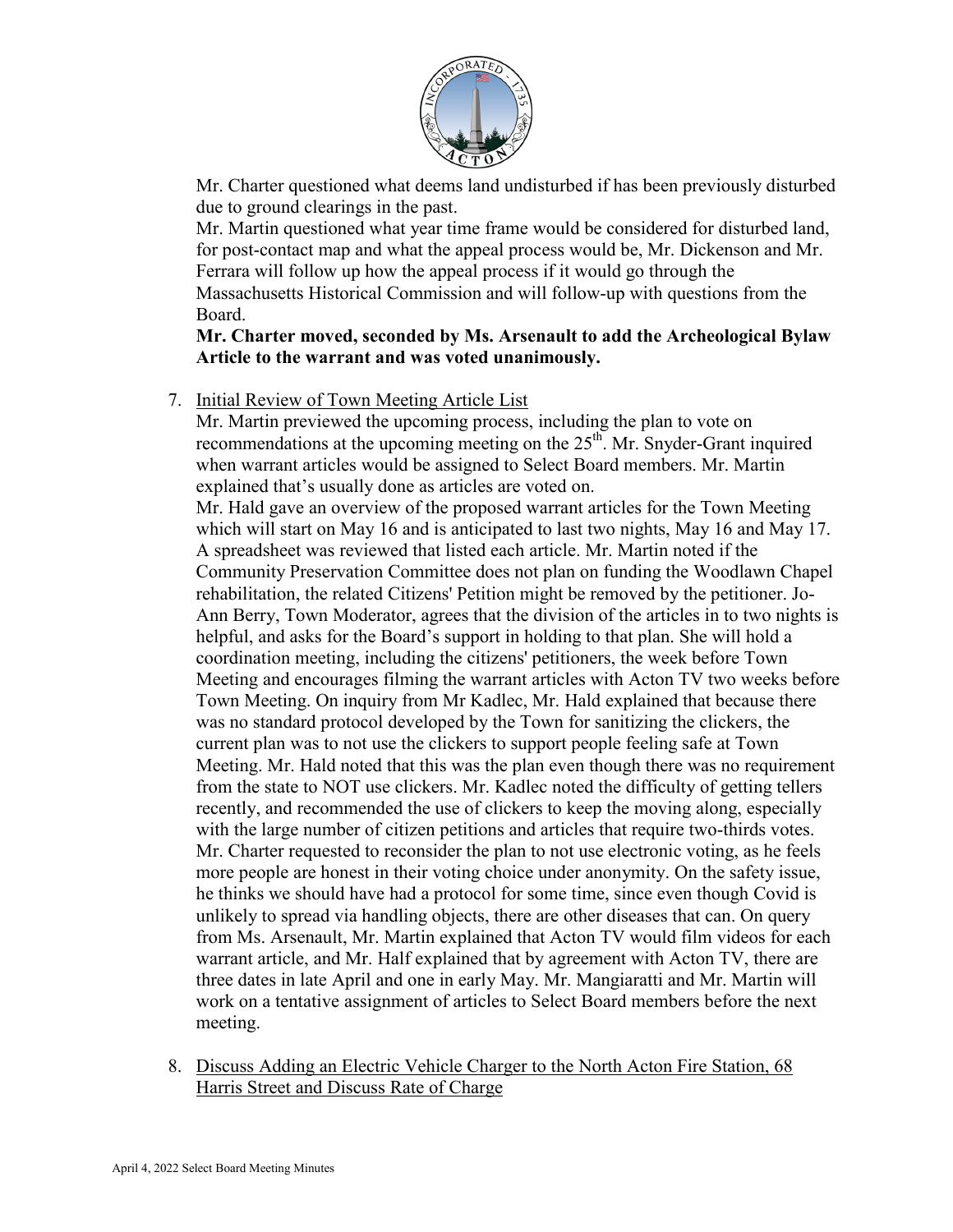Mr. Charter questioned what deems land undisturbed if has been previously disturbed due to ground clearings in the past.
Mr. Martin questioned what year time frame would be considered for disturbed land, for post-contact map and what the appeal process would be, Mr. Dickenson and Mr. Ferrara will follow up how the appeal process if it would go through the Massachusetts Historical Commission and will follow-up with questions from the Board.
**Mr. Charter moved, seconded by Ms. Arsenault to add the Archeological Bylaw Article to the warrant and was voted unanimously.**

7. Initial Review of Town Meeting Article List
Mr. Martin previewed the upcoming process, including the plan to vote on recommendations at the upcoming meeting on the 25th. Mr. Snyder-Grant inquired when warrant articles would be assigned to Select Board members. Mr. Martin explained that's usually done as articles are voted on.
Mr. Hald gave an overview of the proposed warrant articles for the Town Meeting which will start on May 16 and is anticipated to last two nights, May 16 and May 17. A spreadsheet was reviewed that listed each article. Mr. Martin noted if the Community Preservation Committee does not plan on funding the Woodlawn Chapel rehabilitation, the related Citizens' Petition might be removed by the petitioner. Jo-Ann Berry, Town Moderator, agrees that the division of the articles in to two nights is helpful, and asks for the Board's support in holding to that plan. She will hold a coordination meeting, including the citizens' petitioners, the week before Town Meeting and encourages filming the warrant articles with Acton TV two weeks before Town Meeting. On inquiry from Mr Kadlec, Mr. Hald explained that because there was no standard protocol developed by the Town for sanitizing the clickers, the current plan was to not use the clickers to support people feeling safe at Town Meeting. Mr. Hald noted that this was the plan even though there was no requirement from the state to NOT use clickers. Mr. Kadlec noted the difficulty of getting tellers recently, and recommended the use of clickers to keep the moving along, especially with the large number of citizen petitions and articles that require two-thirds votes. Mr. Charter requested to reconsider the plan to not use electronic voting, as he feels more people are honest in their voting choice under anonymity. On the safety issue, he thinks we should have had a protocol for some time, since even though Covid is unlikely to spread via handling objects, there are other diseases that can. On query from Ms. Arsenault, Mr. Martin explained that Acton TV would film videos for each warrant article, and Mr. Half explained that by agreement with Acton TV, there are three dates in late April and one in early May. Mr. Mangiaratti and Mr. Martin will work on a tentative assignment of articles to Select Board members before the next meeting.

8. Discuss Adding an Electric Vehicle Charger to the North Acton Fire Station, 68 Harris Street and Discuss Rate of Charge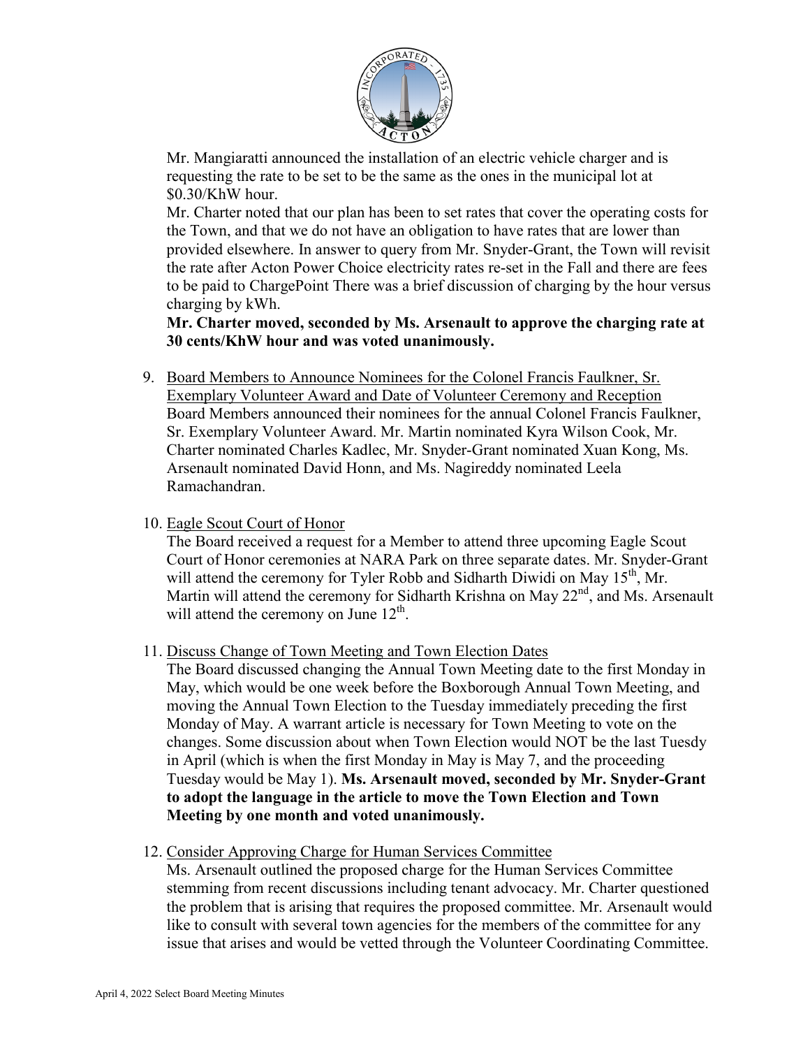Mr. Mangiaratti announced the installation of an electric vehicle charger and is requesting the rate to be set to be the same as the ones in the municipal lot at $0.30/KhW hour.

Mr. Charter noted that our plan has been to set rates that cover the operating costs for the Town, and that we do not have an obligation to have rates that are lower than provided elsewhere. In answer to query from Mr. Snyder-Grant, the Town will revisit the rate after Acton Power Choice electricity rates re-set in the Fall and there are fees to be paid to ChargePoint There was a brief discussion of charging by the hour versus charging by kWh.

**Mr. Charter moved, seconded by Ms. Arsenault to approve the charging rate at 30 cents/KhW hour and was voted unanimously.**

9. <u>Board Members to Announce Nominees for the Colonel Francis Faulkner, Sr. Exemplary Volunteer Award and Date of Volunteer Ceremony and Reception</u>
   Board Members announced their nominees for the annual Colonel Francis Faulkner, Sr. Exemplary Volunteer Award. Mr. Martin nominated Kyra Wilson Cook, Mr. Charter nominated Charles Kadlec, Mr. Snyder-Grant nominated Xuan Kong, Ms. Arsenault nominated David Honn, and Ms. Nagireddy nominated Leela Ramachandran.

10. <u>Eagle Scout Court of Honor</u>
    The Board received a request for a Member to attend three upcoming Eagle Scout Court of Honor ceremonies at NARA Park on three separate dates. Mr. Snyder-Grant will attend the ceremony for Tyler Robb and Sidharth Diwidi on May 15th, Mr. Martin will attend the ceremony for Sidharth Krishna on May 22nd, and Ms. Arsenault will attend the ceremony on June 12th.

11. <u>Discuss Change of Town Meeting and Town Election Dates</u>
    The Board discussed changing the Annual Town Meeting date to the first Monday in May, which would be one week before the Boxborough Annual Town Meeting, and moving the Annual Town Election to the Tuesday immediately preceding the first Monday of May. A warrant article is necessary for Town Meeting to vote on the changes. Some discussion about when Town Election would NOT be the last Tuesdy in April (which is when the first Monday in May is May 7, and the proceeding Tuesday would be May 1). **Ms. Arsenault moved, seconded by Mr. Snyder-Grant to adopt the language in the article to move the Town Election and Town Meeting by one month and voted unanimously.**

12. <u>Consider Approving Charge for Human Services Committee</u>
    Ms. Arsenault outlined the proposed charge for the Human Services Committee stemming from recent discussions including tenant advocacy. Mr. Charter questioned the problem that is arising that requires the proposed committee. Mr. Arsenault would like to consult with several town agencies for the members of the committee for any issue that arises and would be vetted through the Volunteer Coordinating Committee.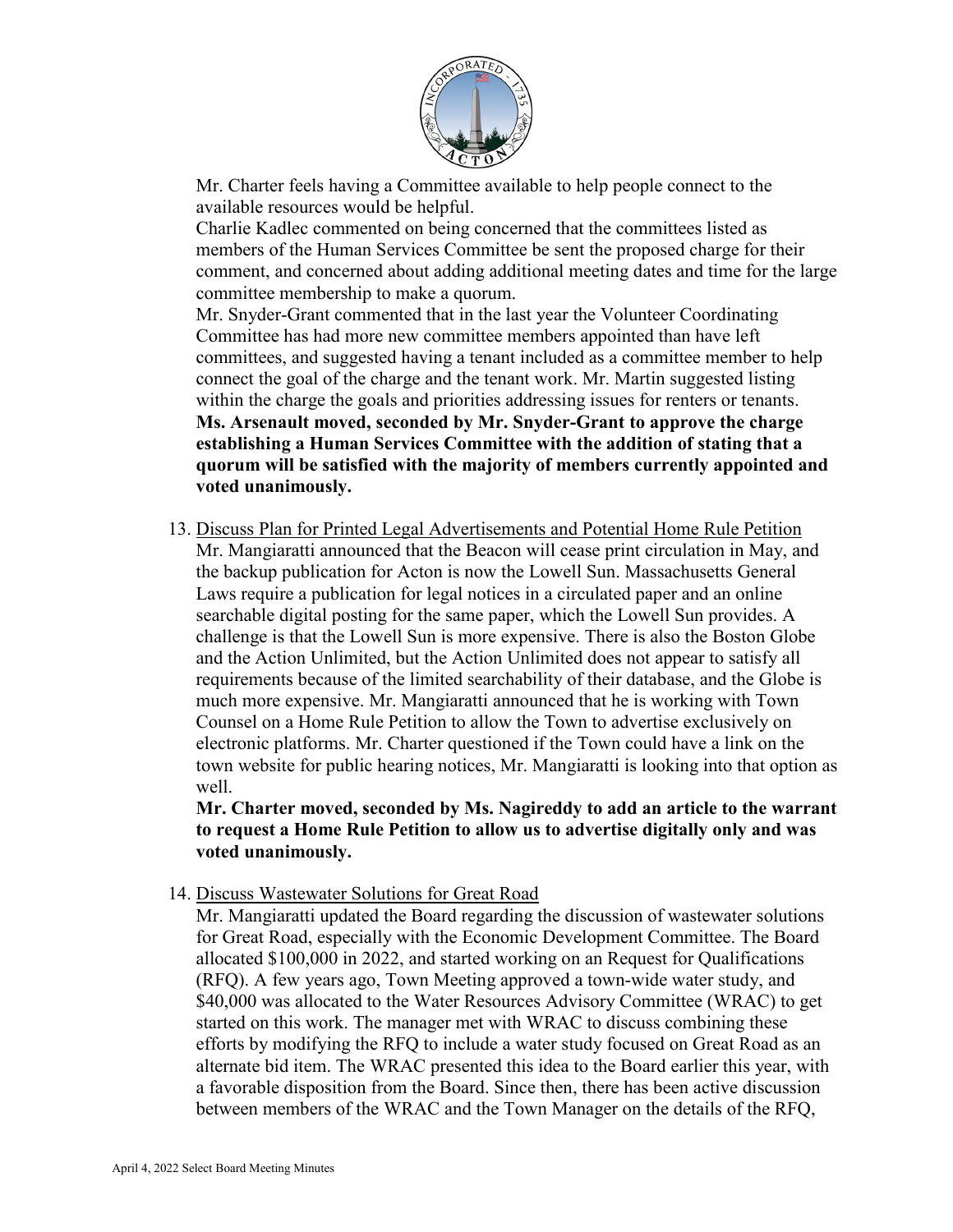Mr. Charter feels having a Committee available to help people connect to the available resources would be helpful.

Charlie Kadlec commented on being concerned that the committees listed as members of the Human Services Committee be sent the proposed charge for their comment, and concerned about adding additional meeting dates and time for the large committee membership to make a quorum.

Mr. Snyder-Grant commented that in the last year the Volunteer Coordinating Committee has had more new committee members appointed than have left committees, and suggested having a tenant included as a committee member to help connect the goal of the charge and the tenant work. Mr. Martin suggested listing within the charge the goals and priorities addressing issues for renters or tenants.

**Ms. Arsenault moved, seconded by Mr. Snyder-Grant to approve the charge establishing a Human Services Committee with the addition of stating that a quorum will be satisfied with the majority of members currently appointed and voted unanimously.**

13. Discuss Plan for Printed Legal Advertisements and Potential Home Rule Petition

Mr. Mangiaratti announced that the Beacon will cease print circulation in May, and the backup publication for Acton is now the Lowell Sun. Massachusetts General Laws require a publication for legal notices in a circulated paper and an online searchable digital posting for the same paper, which the Lowell Sun provides. A challenge is that the Lowell Sun is more expensive. There is also the Boston Globe and the Action Unlimited, but the Action Unlimited does not appear to satisfy all requirements because of the limited searchability of their database, and the Globe is much more expensive. Mr. Mangiaratti announced that he is working with Town Counsel on a Home Rule Petition to allow the Town to advertise exclusively on electronic platforms. Mr. Charter questioned if the Town could have a link on the town website for public hearing notices, Mr. Mangiaratti is looking into that option as well.

**Mr. Charter moved, seconded by Ms. Nagireddy to add an article to the warrant to request a Home Rule Petition to allow us to advertise digitally only and was voted unanimously.**

14. Discuss Wastewater Solutions for Great Road

Mr. Mangiaratti updated the Board regarding the discussion of wastewater solutions for Great Road, especially with the Economic Development Committee. The Board allocated $100,000 in 2022, and started working on an Request for Qualifications (RFQ). A few years ago, Town Meeting approved a town-wide water study, and $40,000 was allocated to the Water Resources Advisory Committee (WRAC) to get started on this work. The manager met with WRAC to discuss combining these efforts by modifying the RFQ to include a water study focused on Great Road as an alternate bid item. The WRAC presented this idea to the Board earlier this year, with a favorable disposition from the Board. Since then, there has been active discussion between members of the WRAC and the Town Manager on the details of the RFQ,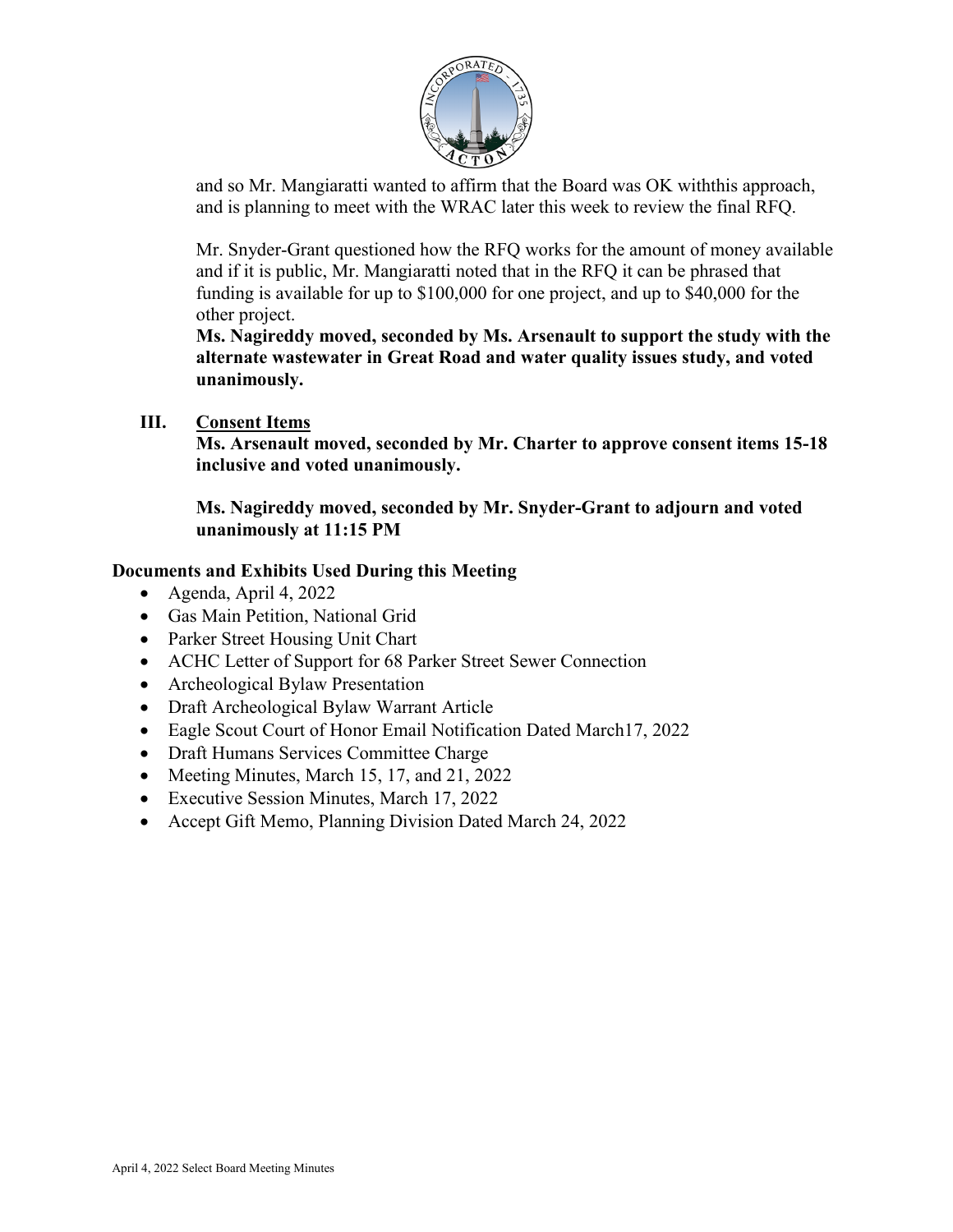and so Mr. Mangiaratti wanted to affirm that the Board was OK withthis approach, and is planning to meet with the WRAC later this week to review the final RFQ.

Mr. Snyder-Grant questioned how the RFQ works for the amount of money available and if it is public, Mr. Mangiaratti noted that in the RFQ it can be phrased that funding is available for up to $100,000 for one project, and up to $40,000 for the other project.

**Ms. Nagireddy moved, seconded by Ms. Arsenault to support the study with the alternate wastewater in Great Road and water quality issues study, and voted unanimously.**

## III. Consent Items

**Ms. Arsenault moved, seconded by Mr. Charter to approve consent items 15-18 inclusive and voted unanimously.**

**Ms. Nagireddy moved, seconded by Mr. Snyder-Grant to adjourn and voted unanimously at 11:15 PM**

## Documents and Exhibits Used During this Meeting

- Agenda, April 4, 2022
- Gas Main Petition, National Grid
- Parker Street Housing Unit Chart
- ACHC Letter of Support for 68 Parker Street Sewer Connection
- Archeological Bylaw Presentation
- Draft Archeological Bylaw Warrant Article
- Eagle Scout Court of Honor Email Notification Dated March17, 2022
- Draft Humans Services Committee Charge
- Meeting Minutes, March 15, 17, and 21, 2022
- Executive Session Minutes, March 17, 2022
- Accept Gift Memo, Planning Division Dated March 24, 2022